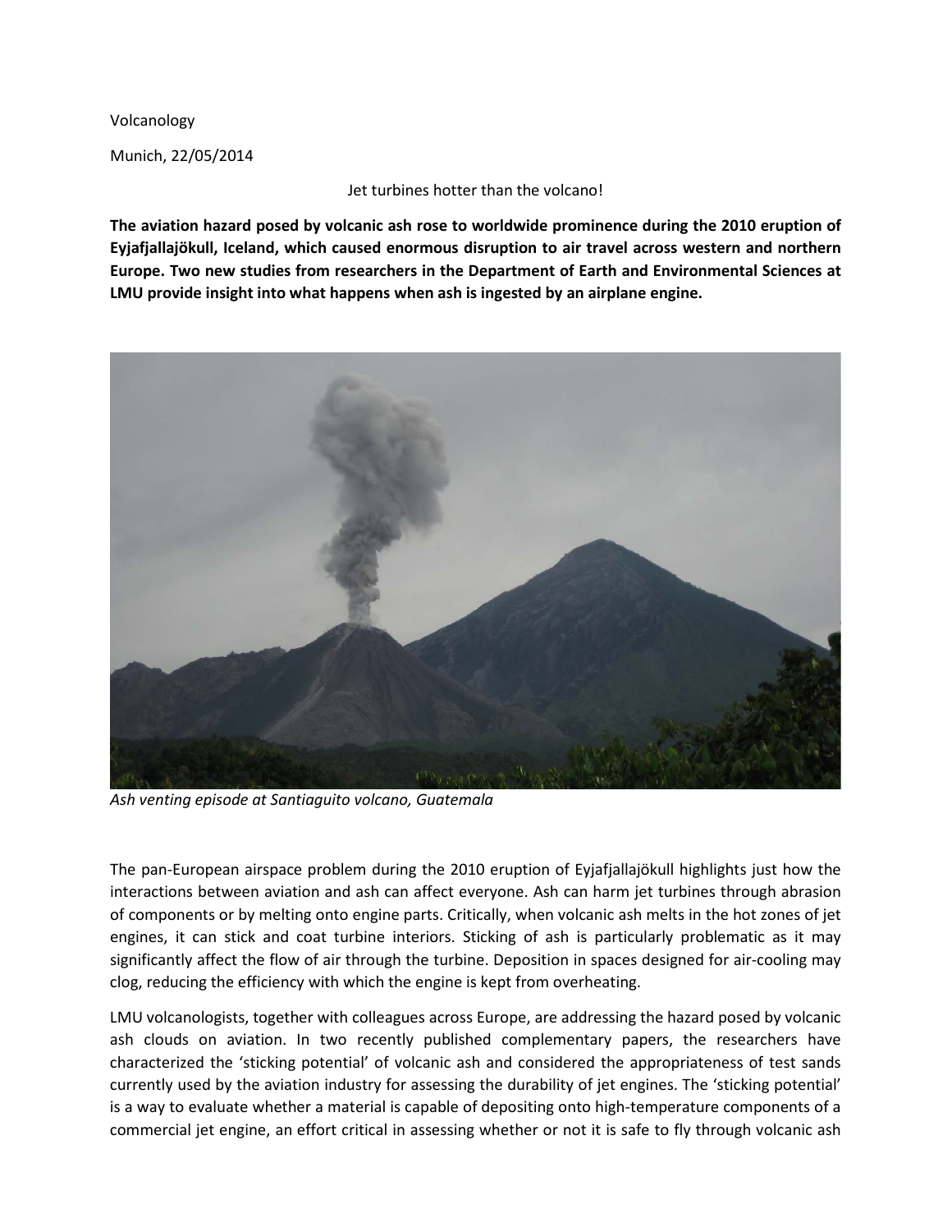Volcanology

Munich, 22/05/2014

# Jet turbines hotter than the volcano!

**The aviation hazard posed by volcanic ash rose to worldwide prominence during the 2010 eruption of Eyjafjallajökull, Iceland, which caused enormous disruption to air travel across western and northern Europe. Two new studies from researchers in the Department of Earth and Environmental Sciences at LMU provide insight into what happens when ash is ingested by an airplane engine.**

*Ash venting episode at Santiaguito volcano, Guatemala*

The pan-European airspace problem during the 2010 eruption of Eyjafjallajökull highlights just how the interactions between aviation and ash can affect everyone. Ash can harm jet turbines through abrasion of components or by melting onto engine parts. Critically, when volcanic ash melts in the hot zones of jet engines, it can stick and coat turbine interiors. Sticking of ash is particularly problematic as it may significantly affect the flow of air through the turbine. Deposition in spaces designed for air-cooling may clog, reducing the efficiency with which the engine is kept from overheating.

LMU volcanologists, together with colleagues across Europe, are addressing the hazard posed by volcanic ash clouds on aviation. In two recently published complementary papers, the researchers have characterized the 'sticking potential' of volcanic ash and considered the appropriateness of test sands currently used by the aviation industry for assessing the durability of jet engines. The 'sticking potential' is a way to evaluate whether a material is capable of depositing onto high-temperature components of a commercial jet engine, an effort critical in assessing whether or not it is safe to fly through volcanic ash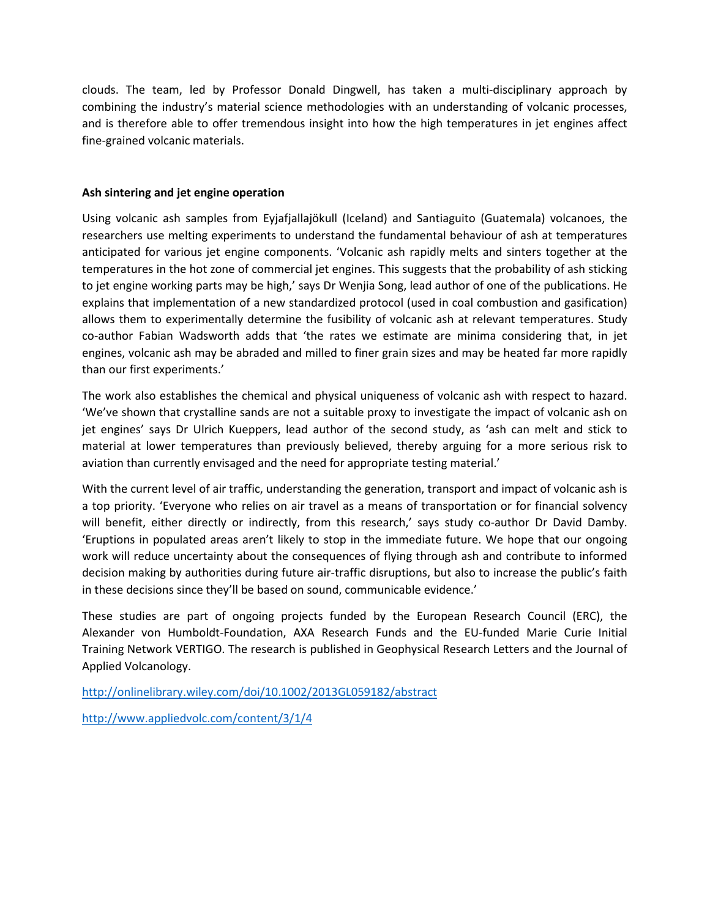clouds. The team, led by Professor Donald Dingwell, has taken a multi-disciplinary approach by combining the industry's material science methodologies with an understanding of volcanic processes, and is therefore able to offer tremendous insight into how the high temperatures in jet engines affect fine-grained volcanic materials.

**Ash sintering and jet engine operation**

Using volcanic ash samples from Eyjafjallajökull (Iceland) and Santiaguito (Guatemala) volcanoes, the researchers use melting experiments to understand the fundamental behaviour of ash at temperatures anticipated for various jet engine components. 'Volcanic ash rapidly melts and sinters together at the temperatures in the hot zone of commercial jet engines. This suggests that the probability of ash sticking to jet engine working parts may be high,' says Dr Wenjia Song, lead author of one of the publications. He explains that implementation of a new standardized protocol (used in coal combustion and gasification) allows them to experimentally determine the fusibility of volcanic ash at relevant temperatures. Study co-author Fabian Wadsworth adds that 'the rates we estimate are minima considering that, in jet engines, volcanic ash may be abraded and milled to finer grain sizes and may be heated far more rapidly than our first experiments.'

The work also establishes the chemical and physical uniqueness of volcanic ash with respect to hazard. 'We've shown that crystalline sands are not a suitable proxy to investigate the impact of volcanic ash on jet engines' says Dr Ulrich Kueppers, lead author of the second study, as 'ash can melt and stick to material at lower temperatures than previously believed, thereby arguing for a more serious risk to aviation than currently envisaged and the need for appropriate testing material.'

With the current level of air traffic, understanding the generation, transport and impact of volcanic ash is a top priority. 'Everyone who relies on air travel as a means of transportation or for financial solvency will benefit, either directly or indirectly, from this research,' says study co-author Dr David Damby. 'Eruptions in populated areas aren't likely to stop in the immediate future. We hope that our ongoing work will reduce uncertainty about the consequences of flying through ash and contribute to informed decision making by authorities during future air-traffic disruptions, but also to increase the public's faith in these decisions since they'll be based on sound, communicable evidence.'

These studies are part of ongoing projects funded by the European Research Council (ERC), the Alexander von Humboldt-Foundation, AXA Research Funds and the EU-funded Marie Curie Initial Training Network VERTIGO. The research is published in Geophysical Research Letters and the Journal of Applied Volcanology.

http://onlinelibrary.wiley.com/doi/10.1002/2013GL059182/abstract

http://www.appliedvolc.com/content/3/1/4